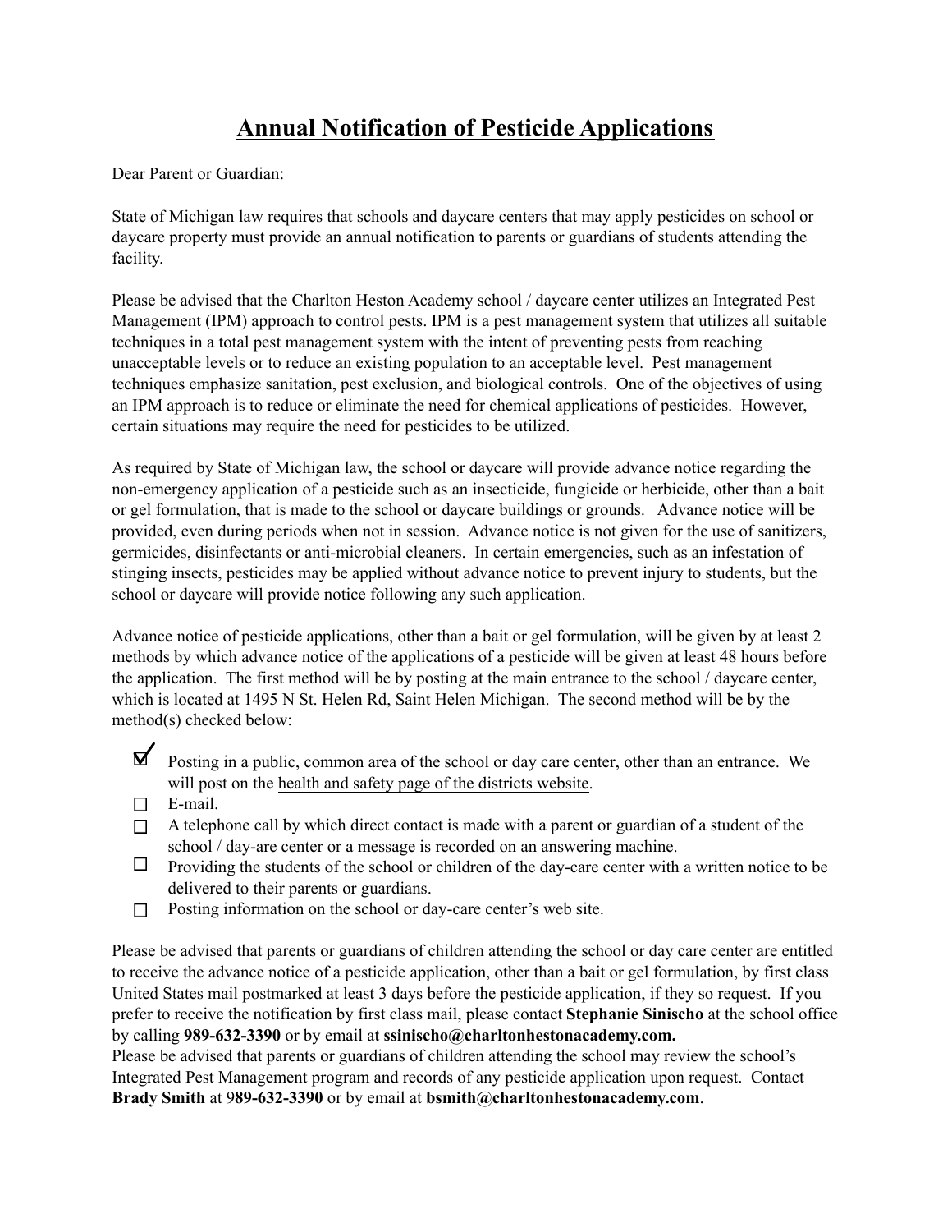# <u>Annual Notification of Pesticide Applications</u>

Dear Parent or Guardian:

State of Michigan law requires that schools and daycare centers that may apply pesticides on school or daycare property must provide an annual notification to parents or guardians of students attending the facility.

Please be advised that the Charlton Heston Academy school / daycare center utilizes an Integrated Pest Management (IPM) approach to control pests. IPM is a pest management system that utilizes all suitable techniques in a total pest management system with the intent of preventing pests from reaching unacceptable levels or to reduce an existing population to an acceptable level. Pest management techniques emphasize sanitation, pest exclusion, and biological controls. One of the objectives of using an IPM approach is to reduce or eliminate the need for chemical applications of pesticides. However, certain situations may require the need for pesticides to be utilized.

As required by State of Michigan law, the school or daycare will provide advance notice regarding the non-emergency application of a pesticide such as an insecticide, fungicide or herbicide, other than a bait or gel formulation, that is made to the school or daycare buildings or grounds. Advance notice will be provided, even during periods when not in session. Advance notice is not given for the use of sanitizers, germicides, disinfectants or anti-microbial cleaners. In certain emergencies, such as an infestation of stinging insects, pesticides may be applied without advance notice to prevent injury to students, but the school or daycare will provide notice following any such application.

Advance notice of pesticide applications, other than a bait or gel formulation, will be given by at least 2 methods by which advance notice of the applications of a pesticide will be given at least 48 hours before the application. The first method will be by posting at the main entrance to the school / daycare center, which is located at 1495 N St. Helen Rd, Saint Helen Michigan. The second method will be by the method(s) checked below:

- ☑ Posting in a public, common area of the school or day care center, other than an entrance. We will post on the <u>health and safety page of the districts website</u>.
- ☐ E-mail.
- ☐ A telephone call by which direct contact is made with a parent or guardian of a student of the school / day-are center or a message is recorded on an answering machine.
- ☐ Providing the students of the school or children of the day-care center with a written notice to be delivered to their parents or guardians.
- ☐ Posting information on the school or day-care center's web site.

Please be advised that parents or guardians of children attending the school or day care center are entitled to receive the advance notice of a pesticide application, other than a bait or gel formulation, by first class United States mail postmarked at least 3 days before the pesticide application, if they so request. If you prefer to receive the notification by first class mail, please contact **Stephanie Sinischo** at the school office by calling **989-632-3390** or by email at **ssinischo@charltonhestonacademy.com.**

Please be advised that parents or guardians of children attending the school may review the school's Integrated Pest Management program and records of any pesticide application upon request. Contact **Brady Smith** at 9**89-632-3390** or by email at **bsmith@charltonhestonacademy.com**.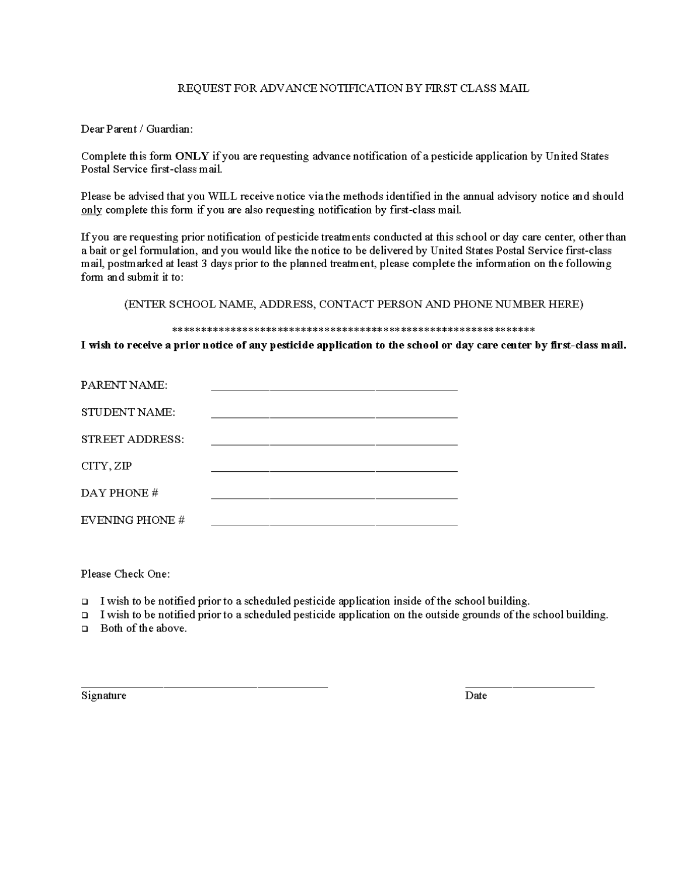REQUEST FOR ADVANCE NOTIFICATION BY FIRST CLASS MAIL

Dear Parent / Guardian:

Complete this form **ONLY** if you are requesting advance notification of a pesticide application by United States Postal Service first-class mail.

Please be advised that you WILL receive notice via the methods identified in the annual advisory notice and should only complete this form if you are also requesting notification by first-class mail.

If you are requesting prior notification of pesticide treatments conducted at this school or day care center, other than a bait or gel formulation, and you would like the notice to be delivered by United States Postal Service first-class mail, postmarked at least 3 days prior to the planned treatment, please complete the information on the following form and submit it to:

(ENTER SCHOOL NAME, ADDRESS, CONTACT PERSON AND PHONE NUMBER HERE)

**************************************************************************

**I wish to receive a prior notice of any pesticide application to the school or day care center by first-class mail.**

PARENT NAME: ________________________________________

STUDENT NAME: ________________________________________

STREET ADDRESS: ________________________________________

CITY, ZIP ________________________________________

DAY PHONE # ________________________________________

EVENING PHONE # ________________________________________

Please Check One:

- ☐ I wish to be notified prior to a scheduled pesticide application inside of the school building.
- ☐ I wish to be notified prior to a scheduled pesticide application on the outside grounds of the school building.
- ☐ Both of the above.

________________________________________ ________________________

Signature Date